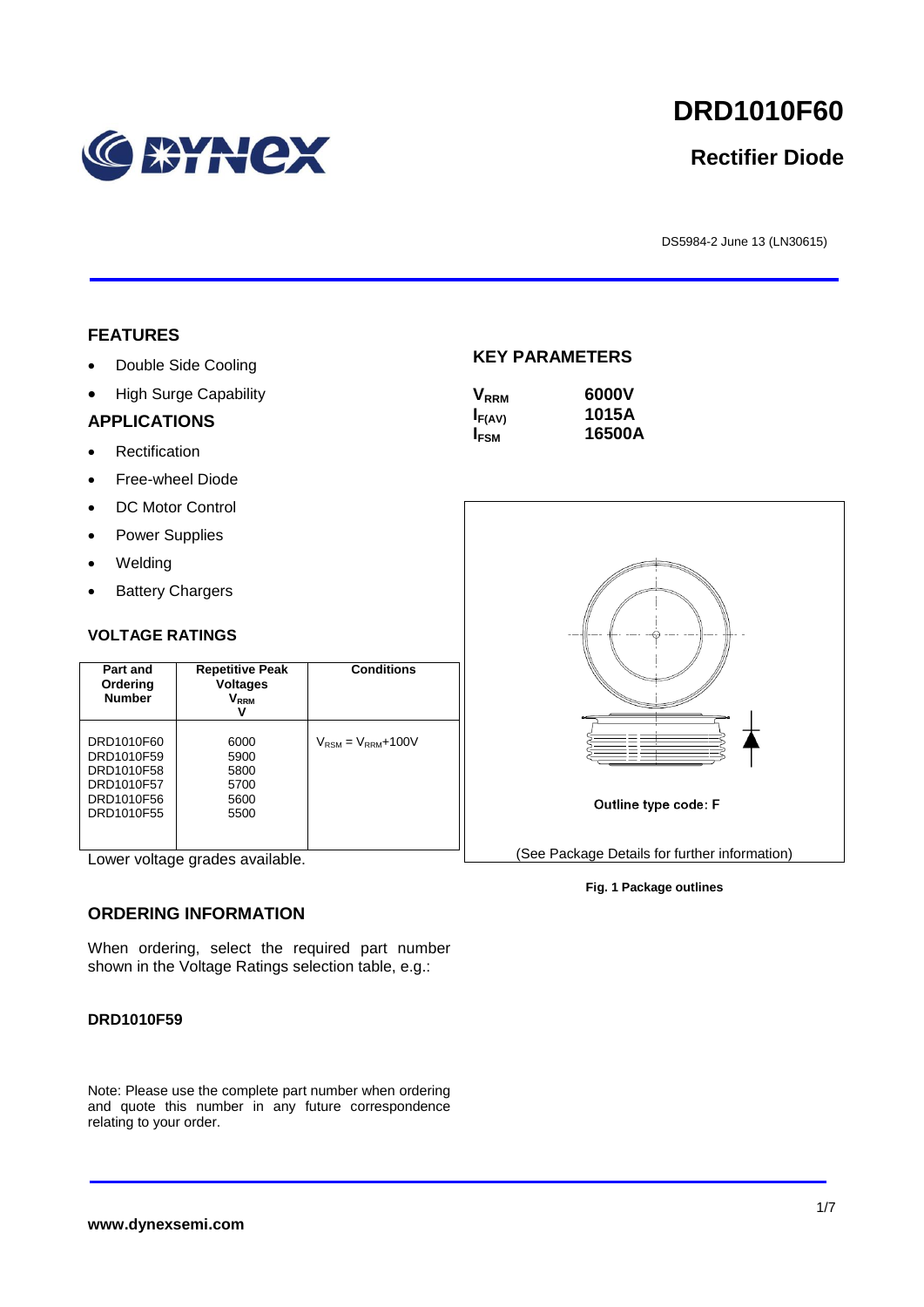# DRD1010F60

## Rectifier Diode

DS5984-2 June 13 (LN30615)

## FEATURES

- Double Side Cooling
- High Surge Capability

## APPLICATIONS

- Rectification
- Free-wheel Diode
- DC Motor Control
- Power Supplies
- Welding
- Battery Chargers

## KEY PARAMETERS

| | |
|---|---|
| $V_{RRM}$ | **6000V** |
| $I_{F(AV)}$ | **1015A** |
| $I_{FSM}$ | **16500A** |

## VOLTAGE RATINGS

| Part and Ordering Number | Repetitive Peak Voltages $V_{RRM}$ V | Conditions |
|---|---|---|
| DRD1010F60<br>DRD1010F59<br>DRD1010F58<br>DRD1010F57<br>DRD1010F56<br>DRD1010F55 | 6000<br>5900<br>5800<br>5700<br>5600<br>5500 | $V_{RSM} = V_{RRM}$+100V |

Lower voltage grades available.

Outline type code: F

(See Package Details for further information)

**Fig. 1 Package outlines**

## ORDERING INFORMATION

When ordering, select the required part number shown in the Voltage Ratings selection table, e.g.:

**DRD1010F59**

Note: Please use the complete part number when ordering and quote this number in any future correspondence relating to your order.

**www.dynexsemi.com**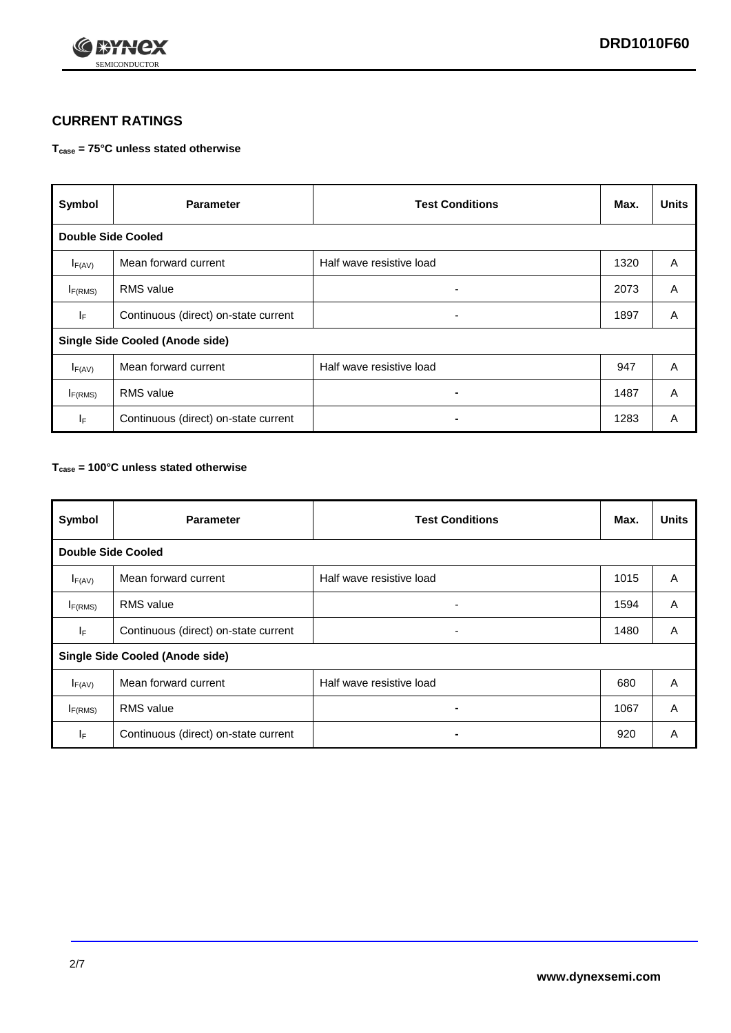## CURRENT RATINGS

**$T_{case}$ = 75°C unless stated otherwise**

| Symbol | Parameter | Test Conditions | Max. | Units |
|---|---|---|---|---|
| **Double Side Cooled** | | | | |
| $I_{F(AV)}$ | Mean forward current | Half wave resistive load | 1320 | A |
| $I_{F(RMS)}$ | RMS value | - | 2073 | A |
| $I_F$ | Continuous (direct) on-state current | - | 1897 | A |
| **Single Side Cooled (Anode side)** | | | | |
| $I_{F(AV)}$ | Mean forward current | Half wave resistive load | 947 | A |
| $I_{F(RMS)}$ | RMS value | - | 1487 | A |
| $I_F$ | Continuous (direct) on-state current | - | 1283 | A |

**$T_{case}$ = 100°C unless stated otherwise**

| Symbol | Parameter | Test Conditions | Max. | Units |
|---|---|---|---|---|
| **Double Side Cooled** | | | | |
| $I_{F(AV)}$ | Mean forward current | Half wave resistive load | 1015 | A |
| $I_{F(RMS)}$ | RMS value | - | 1594 | A |
| $I_F$ | Continuous (direct) on-state current | - | 1480 | A |
| **Single Side Cooled (Anode side)** | | | | |
| $I_{F(AV)}$ | Mean forward current | Half wave resistive load | 680 | A |
| $I_{F(RMS)}$ | RMS value | - | 1067 | A |
| $I_F$ | Continuous (direct) on-state current | - | 920 | A |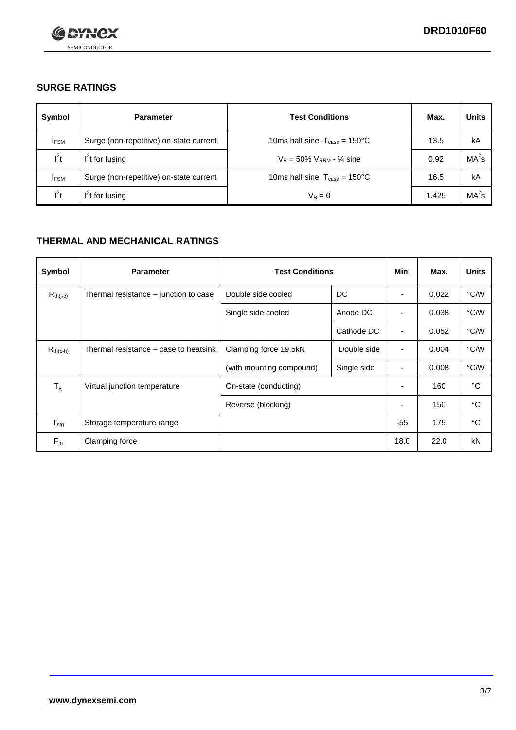## SURGE RATINGS

| Symbol | Parameter | Test Conditions | Max. | Units |
|---|---|---|---|---|
| $I_{FSM}$ | Surge (non-repetitive) on-state current | 10ms half sine, $T_{case}$ = 150°C | 13.5 | kA |
| $I^2t$ | $I^2t$ for fusing | $V_R$ = 50% $V_{RRM}$ - ¼ sine | 0.92 | $MA^2s$ |
| $I_{FSM}$ | Surge (non-repetitive) on-state current | 10ms half sine, $T_{case}$ = 150°C | 16.5 | kA |
| $I^2t$ | $I^2t$ for fusing | $V_R$ = 0 | 1.425 | $MA^2s$ |

## THERMAL AND MECHANICAL RATINGS

| Symbol | Parameter | Test Conditions | | Min. | Max. | Units |
|---|---|---|---|---|---|---|
| $R_{th(j-c)}$ | Thermal resistance – junction to case | Double side cooled | DC | - | 0.022 | °C/W |
| | | Single side cooled | Anode DC | - | 0.038 | °C/W |
| | | | Cathode DC | - | 0.052 | °C/W |
| $R_{th(c-h)}$ | Thermal resistance – case to heatsink | Clamping force 19.5kN | Double side | - | 0.004 | °C/W |
| | | (with mounting compound) | Single side | - | 0.008 | °C/W |
| $T_{vj}$ | Virtual junction temperature | On-state (conducting) | | - | 160 | °C |
| | | Reverse (blocking) | | - | 150 | °C |
| $T_{stg}$ | Storage temperature range | | | -55 | 175 | °C |
| $F_m$ | Clamping force | | | 18.0 | 22.0 | kN |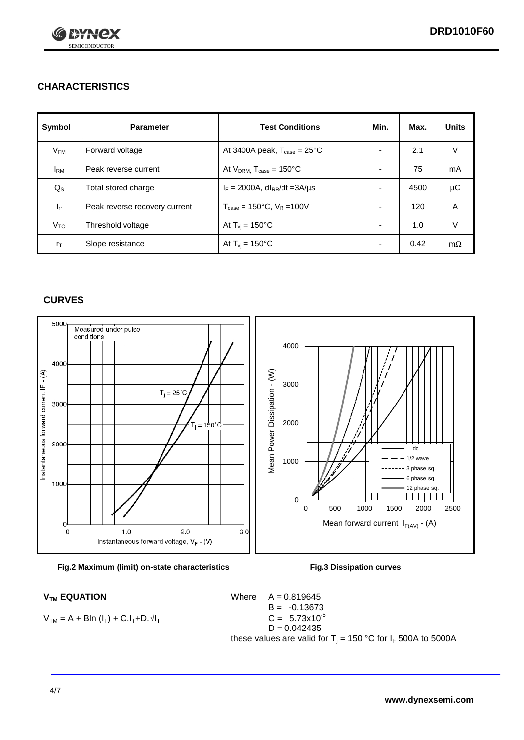## CHARACTERISTICS

| Symbol | Parameter | Test Conditions | Min. | Max. | Units |
|---|---|---|---|---|---|
| $V_{FM}$ | Forward voltage | At 3400A peak, $T_{case}$ = 25°C | - | 2.1 | V |
| $I_{RM}$ | Peak reverse current | At $V_{DRM}$, $T_{case}$ = 150°C | - | 75 | mA |
| $Q_S$ | Total stored charge | $I_F$ = 2000A, $dI_{RR}/dt$ =3A/µs | - | 4500 | µC |
| $I_{rr}$ | Peak reverse recovery current | $T_{case}$ = 150°C, $V_R$ =100V | - | 120 | A |
| $V_{TO}$ | Threshold voltage | At $T_{vj}$ = 150°C | - | 1.0 | V |
| $r_T$ | Slope resistance | At $T_{vj}$ = 150°C | - | 0.42 | mΩ |

## CURVES

Fig.2 Maximum (limit) on-state characteristics

Fig.3 Dissipation curves

### $V_{TM}$ EQUATION

$$V_{TM} = A + B\ln(I_T) + C.I_T + D.\sqrt{I_T}$$

Where $A = 0.819645$

$B = -0.13673$

$C = 5.73\times10^{-5}$

$D = 0.042435$

these values are valid for $T_j$ = 150 °C for $I_F$ 500A to 5000A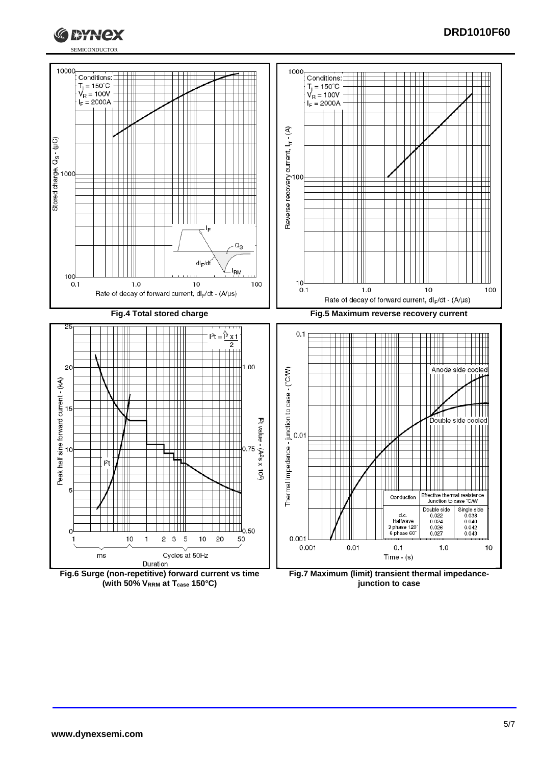Fig.4 Total stored charge

Fig.5 Maximum reverse recovery current

Fig.6 Surge (non-repetitive) forward current vs time (with 50% $V_{RRM}$ at $T_{case}$ 150°C)

| Conduction | Effective thermal resistance Junction to case °C/W | |
|---|---|---|
| | Double side | Single side |
| d.c. | 0.022 | 0.038 |
| Halfwave | 0.024 | 0.040 |
| 3 phase 120° | 0.026 | 0.042 |
| 6 phase 60° | 0.027 | 0.043 |

Fig.7 Maximum (limit) transient thermal impedance- junction to case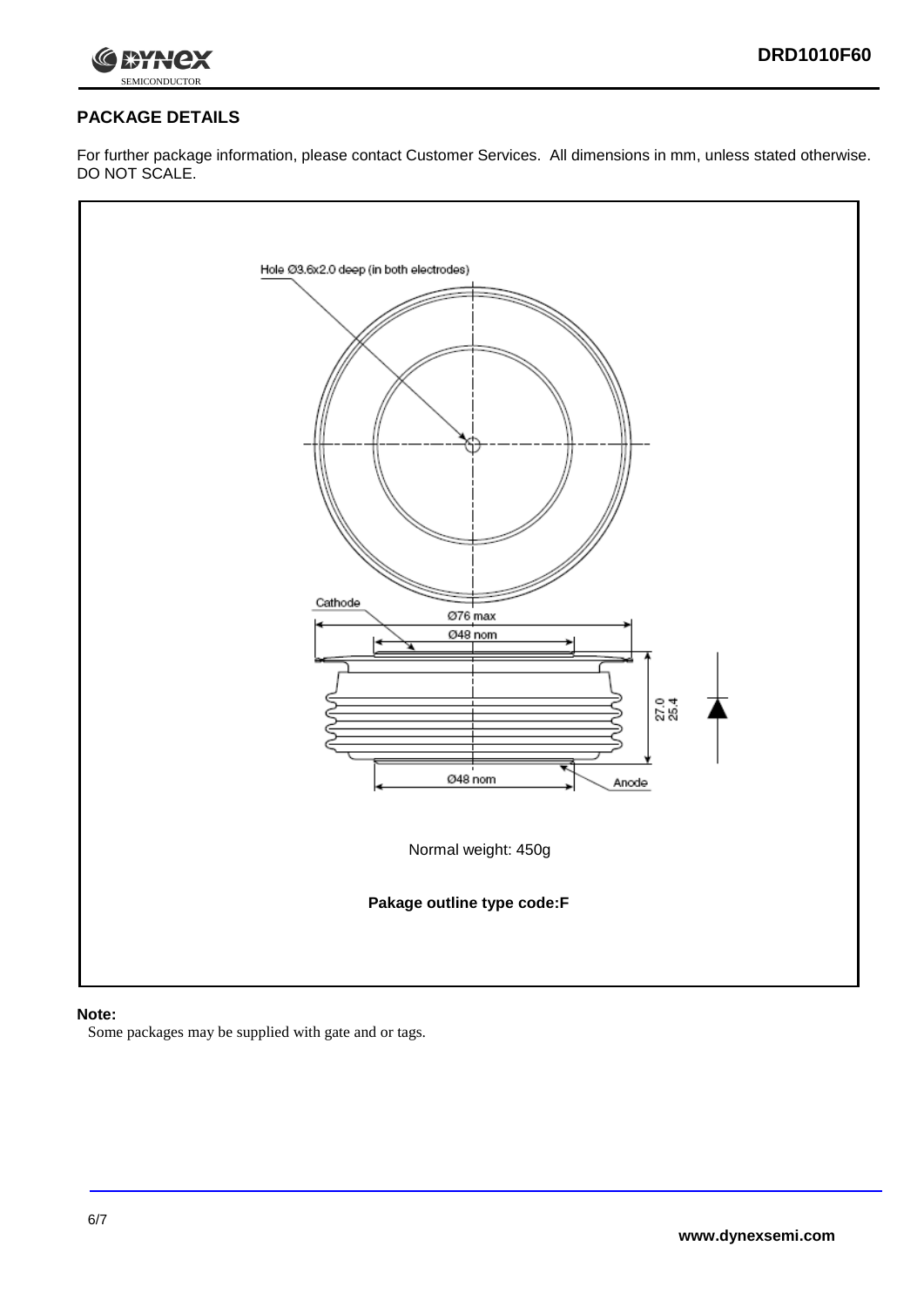## PACKAGE DETAILS

For further package information, please contact Customer Services. All dimensions in mm, unless stated otherwise. DO NOT SCALE.

Hole Ø3.6x2.0 deep (in both electrodes)

Cathode

Ø76 max

Ø48 nom

27.0
25.4

Ø48 nom

Anode

Normal weight: 450g

**Pakage outline type code:F**

**Note:**

Some packages may be supplied with gate and or tags.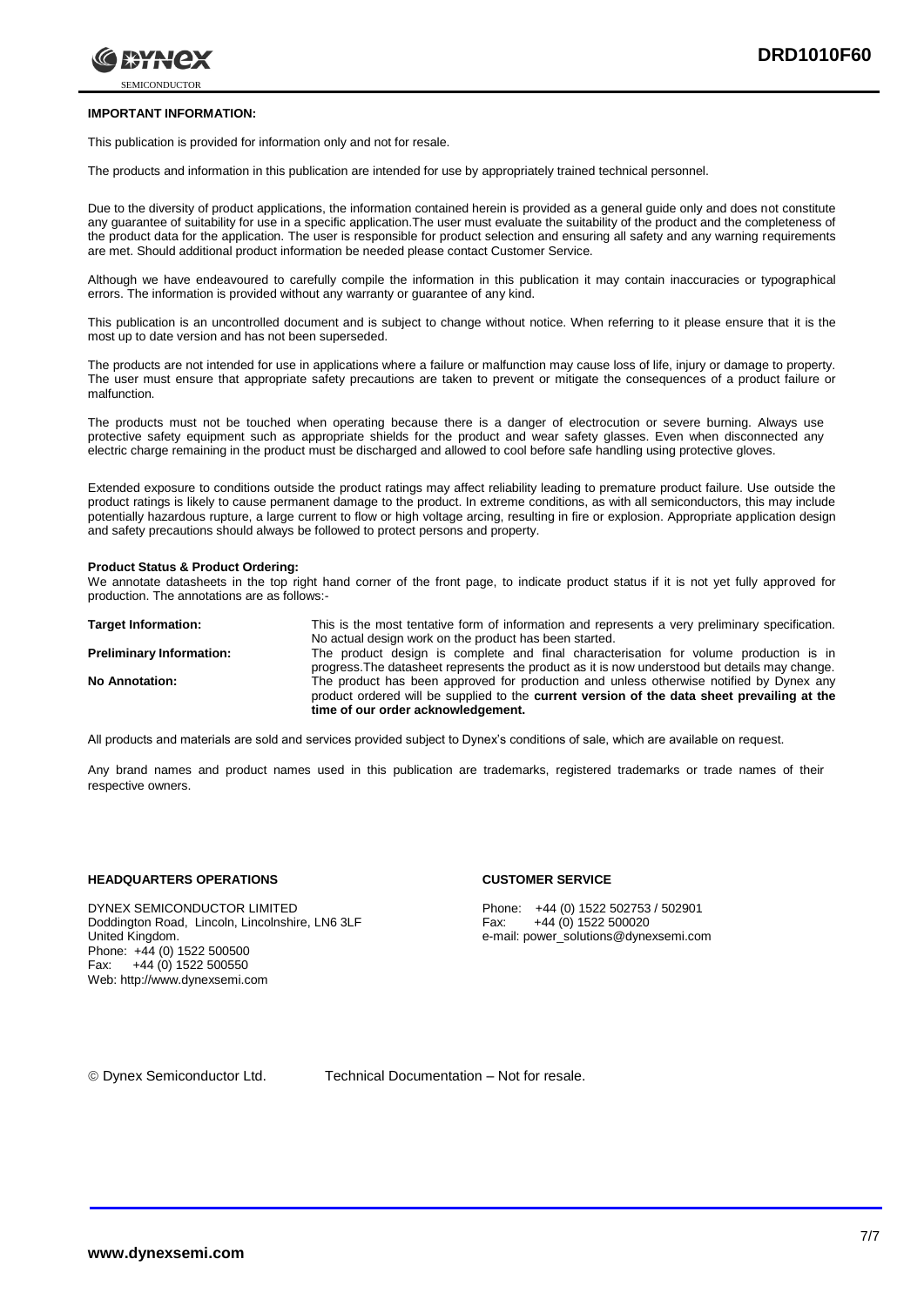**IMPORTANT INFORMATION:**

This publication is provided for information only and not for resale.

The products and information in this publication are intended for use by appropriately trained technical personnel.

Due to the diversity of product applications, the information contained herein is provided as a general guide only and does not constitute any guarantee of suitability for use in a specific application.The user must evaluate the suitability of the product and the completeness of the product data for the application. The user is responsible for product selection and ensuring all safety and any warning requirements are met. Should additional product information be needed please contact Customer Service.

Although we have endeavoured to carefully compile the information in this publication it may contain inaccuracies or typographical errors. The information is provided without any warranty or guarantee of any kind.

This publication is an uncontrolled document and is subject to change without notice. When referring to it please ensure that it is the most up to date version and has not been superseded.

The products are not intended for use in applications where a failure or malfunction may cause loss of life, injury or damage to property. The user must ensure that appropriate safety precautions are taken to prevent or mitigate the consequences of a product failure or malfunction.

The products must not be touched when operating because there is a danger of electrocution or severe burning. Always use protective safety equipment such as appropriate shields for the product and wear safety glasses. Even when disconnected any electric charge remaining in the product must be discharged and allowed to cool before safe handling using protective gloves.

Extended exposure to conditions outside the product ratings may affect reliability leading to premature product failure. Use outside the product ratings is likely to cause permanent damage to the product. In extreme conditions, as with all semiconductors, this may include potentially hazardous rupture, a large current to flow or high voltage arcing, resulting in fire or explosion. Appropriate application design and safety precautions should always be followed to protect persons and property.

**Product Status & Product Ordering:**

We annotate datasheets in the top right hand corner of the front page, to indicate product status if it is not yet fully approved for production. The annotations are as follows:-

| | |
|---|---|
| **Target Information:** | This is the most tentative form of information and represents a very preliminary specification. No actual design work on the product has been started. |
| **Preliminary Information:** | The product design is complete and final characterisation for volume production is in progress.The datasheet represents the product as it is now understood but details may change. |
| **No Annotation:** | The product has been approved for production and unless otherwise notified by Dynex any product ordered will be supplied to the **current version of the data sheet prevailing at the time of our order acknowledgement.** |

All products and materials are sold and services provided subject to Dynex's conditions of sale, which are available on request.

Any brand names and product names used in this publication are trademarks, registered trademarks or trade names of their respective owners.

**HEADQUARTERS OPERATIONS**

DYNEX SEMICONDUCTOR LIMITED
Doddington Road, Lincoln, Lincolnshire, LN6 3LF
United Kingdom.
Phone: +44 (0) 1522 500500
Fax: +44 (0) 1522 500550
Web: http://www.dynexsemi.com

**CUSTOMER SERVICE**

Phone: +44 (0) 1522 502753 / 502901
Fax: +44 (0) 1522 500020
e-mail: power_solutions@dynexsemi.com

© Dynex Semiconductor Ltd. Technical Documentation – Not for resale.